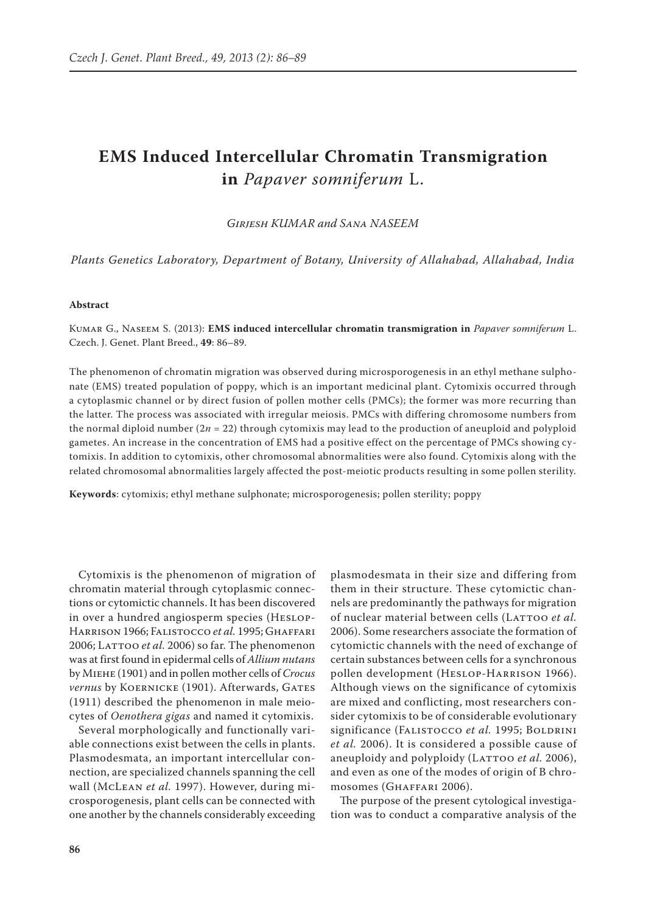# EMS Induced Intercellular Chromatin Transmigration in *Papaver somniferum* L.

*Girjesh KUMAR and Sana NASEEM*

*Plants Genetics Laboratory, Department of Botany, University of Allahabad, Allahabad, India*

**Abstract**

Kumar G., Naseem S. (2013): **EMS induced intercellular chromatin transmigration in** *Papaver somniferum* L. Czech. J. Genet. Plant Breed., **49**: 86–89.

The phenomenon of chromatin migration was observed during microsporogenesis in an ethyl methane sulphonate (EMS) treated population of poppy, which is an important medicinal plant. Cytomixis occurred through a cytoplasmic channel or by direct fusion of pollen mother cells (PMCs); the former was more recurring than the latter. The process was associated with irregular meiosis. PMCs with differing chromosome numbers from the normal diploid number ($2n = 22$) through cytomixis may lead to the production of aneuploid and polyploid gametes. An increase in the concentration of EMS had a positive effect on the percentage of PMCs showing cytomixis. In addition to cytomixis, other chromosomal abnormalities were also found. Cytomixis along with the related chromosomal abnormalities largely affected the post-meiotic products resulting in some pollen sterility.

**Keywords**: cytomixis; ethyl methane sulphonate; microsporogenesis; pollen sterility; poppy

Cytomixis is the phenomenon of migration of chromatin material through cytoplasmic connections or cytomictic channels. It has been discovered in over a hundred angiosperm species (Heslop-Harrison 1966; Falistocco *et al.* 1995; Ghaffari 2006; Lattoo *et al.* 2006) so far. The phenomenon was at first found in epidermal cells of *Allium nutans* by Miehe (1901) and in pollen mother cells of *Crocus vernus* by Koernicke (1901). Afterwards, Gates (1911) described the phenomenon in male meiocytes of *Oenothera gigas* and named it cytomixis.

Several morphologically and functionally variable connections exist between the cells in plants. Plasmodesmata, an important intercellular connection, are specialized channels spanning the cell wall (McLean *et al.* 1997). However, during microsporogenesis, plant cells can be connected with one another by the channels considerably exceeding plasmodesmata in their size and differing from them in their structure. These cytomictic channels are predominantly the pathways for migration of nuclear material between cells (Lattoo *et al.* 2006). Some researchers associate the formation of cytomictic channels with the need of exchange of certain substances between cells for a synchronous pollen development (Heslop-Harrison 1966). Although views on the significance of cytomixis are mixed and conflicting, most researchers consider cytomixis to be of considerable evolutionary significance (Falistocco *et al.* 1995; Boldrini *et al.* 2006). It is considered a possible cause of aneuploidy and polyploidy (Lattoo *et al.* 2006), and even as one of the modes of origin of B chromosomes (Ghaffari 2006).

The purpose of the present cytological investigation was to conduct a comparative analysis of the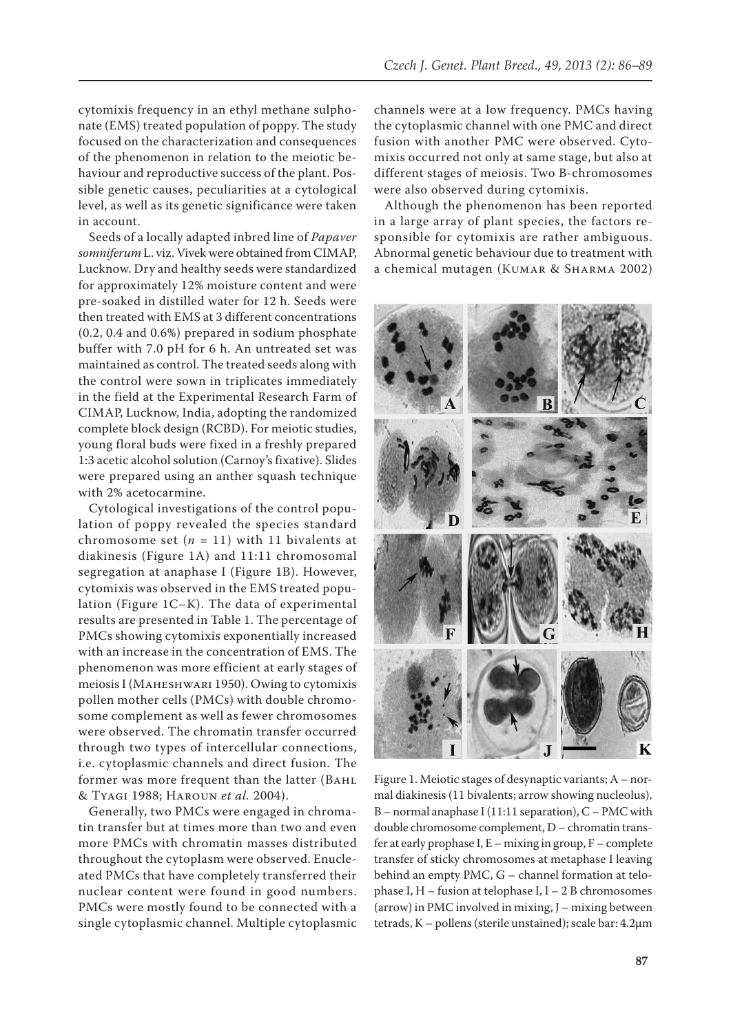cytomixis frequency in an ethyl methane sulphonate (EMS) treated population of poppy. The study focused on the characterization and consequences of the phenomenon in relation to the meiotic behaviour and reproductive success of the plant. Possible genetic causes, peculiarities at a cytological level, as well as its genetic significance were taken in account.

Seeds of a locally adapted inbred line of *Papaver somniferum* L. viz. Vivek were obtained from CIMAP, Lucknow. Dry and healthy seeds were standardized for approximately 12% moisture content and were pre-soaked in distilled water for 12 h. Seeds were then treated with EMS at 3 different concentrations (0.2, 0.4 and 0.6%) prepared in sodium phosphate buffer with 7.0 pH for 6 h. An untreated set was maintained as control. The treated seeds along with the control were sown in triplicates immediately in the field at the Experimental Research Farm of CIMAP, Lucknow, India, adopting the randomized complete block design (RCBD). For meiotic studies, young floral buds were fixed in a freshly prepared 1:3 acetic alcohol solution (Carnoy's fixative). Slides were prepared using an anther squash technique with 2% acetocarmine.

Cytological investigations of the control population of poppy revealed the species standard chromosome set ($n = 11$) with 11 bivalents at diakinesis (Figure 1A) and 11:11 chromosomal segregation at anaphase I (Figure 1B). However, cytomixis was observed in the EMS treated population (Figure 1C–K). The data of experimental results are presented in Table 1. The percentage of PMCs showing cytomixis exponentially increased with an increase in the concentration of EMS. The phenomenon was more efficient at early stages of meiosis I (Maheshwari 1950). Owing to cytomixis pollen mother cells (PMCs) with double chromosome complement as well as fewer chromosomes were observed. The chromatin transfer occurred through two types of intercellular connections, i.e. cytoplasmic channels and direct fusion. The former was more frequent than the latter (Bahl & Tyagi 1988; Haroun *et al.* 2004).

Generally, two PMCs were engaged in chromatin transfer but at times more than two and even more PMCs with chromatin masses distributed throughout the cytoplasm were observed. Enucleated PMCs that have completely transferred their nuclear content were found in good numbers. PMCs were mostly found to be connected with a single cytoplasmic channel. Multiple cytoplasmic channels were at a low frequency. PMCs having the cytoplasmic channel with one PMC and direct fusion with another PMC were observed. Cytomixis occurred not only at same stage, but also at different stages of meiosis. Two B-chromosomes were also observed during cytomixis.

Although the phenomenon has been reported in a large array of plant species, the factors responsible for cytomixis are rather ambiguous. Abnormal genetic behaviour due to treatment with a chemical mutagen (Kumar & Sharma 2002)

Figure 1. Meiotic stages of desynaptic variants; A – normal diakinesis (11 bivalents; arrow showing nucleolus), B – normal anaphase I (11:11 separation), C – PMC with double chromosome complement, D – chromatin transfer at early prophase I, E – mixing in group, F – complete transfer of sticky chromosomes at metaphase I leaving behind an empty PMC, G – channel formation at telophase I, H – fusion at telophase I, I – 2 B chromosomes (arrow) in PMC involved in mixing, J – mixing between tetrads, K – pollens (sterile unstained); scale bar: 4.2μm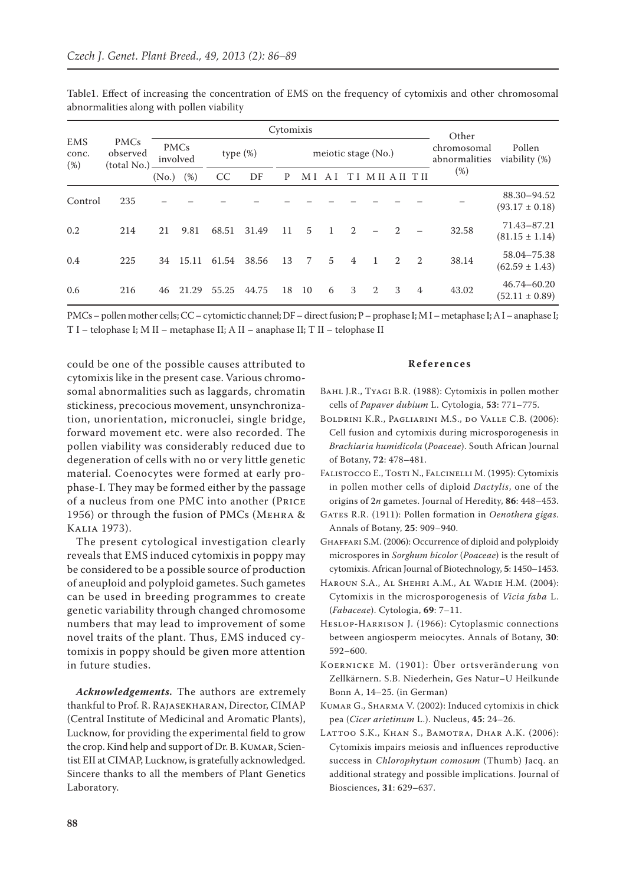Table1. Effect of increasing the concentration of EMS on the frequency of cytomixis and other chromosomal abnormalities along with pollen viability

| EMS conc. (%) | PMCs observed (total No.) | Cytomixis | | | | | | | | | | | Other chromosomal abnormalities (%) | Pollen viability (%) |
|---|---|---|---|---|---|---|---|---|---|---|---|---|---|---|
| | | PMCs involved | | type (%) | | meiotic stage (No.) | | | | | | | | |
| | | (No.) | (%) | CC | DF | P | M I | A I | T I | M II | A II | T II | | |
| Control | 235 | – | – | – | – | – | – | – | – | – | – | – | – | 88.30–94.52 (93.17 ± 0.18) |
| 0.2 | 214 | 21 | 9.81 | 68.51 | 31.49 | 11 | 5 | 1 | 2 | – | 2 | – | 32.58 | 71.43–87.21 (81.15 ± 1.14) |
| 0.4 | 225 | 34 | 15.11 | 61.54 | 38.56 | 13 | 7 | 5 | 4 | 1 | 2 | 2 | 38.14 | 58.04–75.38 (62.59 ± 1.43) |
| 0.6 | 216 | 46 | 21.29 | 55.25 | 44.75 | 18 | 10 | 6 | 3 | 2 | 3 | 4 | 43.02 | 46.74–60.20 (52.11 ± 0.89) |

PMCs – pollen mother cells; CC – cytomictic channel; DF – direct fusion; P – prophase I; M I – metaphase I; A I – anaphase I; T I – telophase I; M II – metaphase II; A II – anaphase II; T II – telophase II

could be one of the possible causes attributed to cytomixis like in the present case. Various chromosomal abnormalities such as laggards, chromatin stickiness, precocious movement, unsynchronization, unorientation, micronuclei, single bridge, forward movement etc. were also recorded. The pollen viability was considerably reduced due to degeneration of cells with no or very little genetic material. Coenocytes were formed at early prophase-I. They may be formed either by the passage of a nucleus from one PMC into another (Price 1956) or through the fusion of PMCs (Mehra & Kalia 1973).

The present cytological investigation clearly reveals that EMS induced cytomixis in poppy may be considered to be a possible source of production of aneuploid and polyploid gametes. Such gametes can be used in breeding programmes to create genetic variability through changed chromosome numbers that may lead to improvement of some novel traits of the plant. Thus, EMS induced cytomixis in poppy should be given more attention in future studies.

***Acknowledgements.*** The authors are extremely thankful to Prof. R. Rajasekharan, Director, CIMAP (Central Institute of Medicinal and Aromatic Plants), Lucknow, for providing the experimental field to grow the crop. Kind help and support of Dr. B. Kumar, Scientist EII at CIMAP, Lucknow, is gratefully acknowledged. Sincere thanks to all the members of Plant Genetics Laboratory.

## References

Bahl J.R., Tyagi B.R. (1988): Cytomixis in pollen mother cells of *Papaver dubium* L. Cytologia, **53**: 771–775.

Boldrini K.R., Pagliarini M.S., do Valle C.B. (2006): Cell fusion and cytomixis during microsporogenesis in *Brachiaria humidicola* (*Poaceae*). South African Journal of Botany, **72**: 478–481.

Falistocco E., Tosti N., Falcinelli M. (1995): Cytomixis in pollen mother cells of diploid *Dactylis*, one of the origins of 2*n* gametes. Journal of Heredity, **86**: 448–453.

Gates R.R. (1911): Pollen formation in *Oenothera gigas*. Annals of Botany, **25**: 909–940.

Ghaffari S.M. (2006): Occurrence of diploid and polyploidy microspores in *Sorghum bicolor* (*Poaceae*) is the result of cytomixis. African Journal of Biotechnology, **5**: 1450–1453.

Haroun S.A., Al Shehri A.M., Al Wadie H.M. (2004): Cytomixis in the microsporogenesis of *Vicia faba* L. (*Fabaceae*). Cytologia, **69**: 7–11.

Heslop-Harrison J. (1966): Cytoplasmic connections between angiosperm meiocytes. Annals of Botany, **30**: 592–600.

Koernicke M. (1901): Über ortsveränderung von Zellkärnern. S.B. Niederhein, Ges Natur–U Heilkunde Bonn A, 14–25. (in German)

Kumar G., Sharma V. (2002): Induced cytomixis in chick pea (*Cicer arietinum* L.). Nucleus, **45**: 24–26.

Lattoo S.K., Khan S., Bamotra, Dhar A.K. (2006): Cytomixis impairs meiosis and influences reproductive success in *Chlorophytum comosum* (Thumb) Jacq. an additional strategy and possible implications. Journal of Biosciences, **31**: 629–637.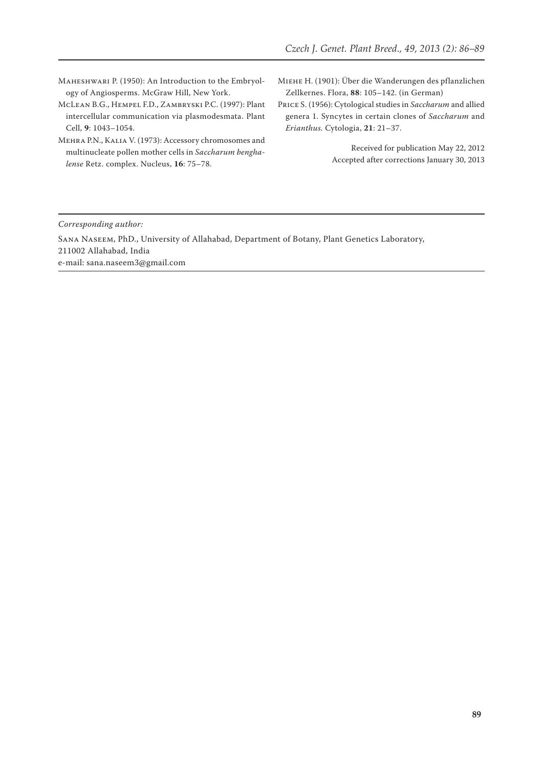Maheshwari P. (1950): An Introduction to the Embryology of Angiosperms. McGraw Hill, New York.

McLean B.G., Hempel F.D., Zambryski P.C. (1997): Plant intercellular communication via plasmodesmata. Plant Cell, **9**: 1043–1054.

Mehra P.N., Kalia V. (1973): Accessory chromosomes and multinucleate pollen mother cells in *Saccharum benghalense* Retz. complex. Nucleus, **16**: 75–78.

Miehe H. (1901): Über die Wanderungen des pflanzlichen Zellkernes. Flora, **88**: 105–142. (in German)

Price S. (1956): Cytological studies in *Saccharum* and allied genera 1. Syncytes in certain clones of *Saccharum* and *Erianthus*. Cytologia, **21**: 21–37.

Received for publication May 22, 2012
Accepted after corrections January 30, 2013

*Corresponding author:*

Sana Naseem, PhD., University of Allahabad, Department of Botany, Plant Genetics Laboratory, 211002 Allahabad, India
e-mail: sana.naseem3@gmail.com